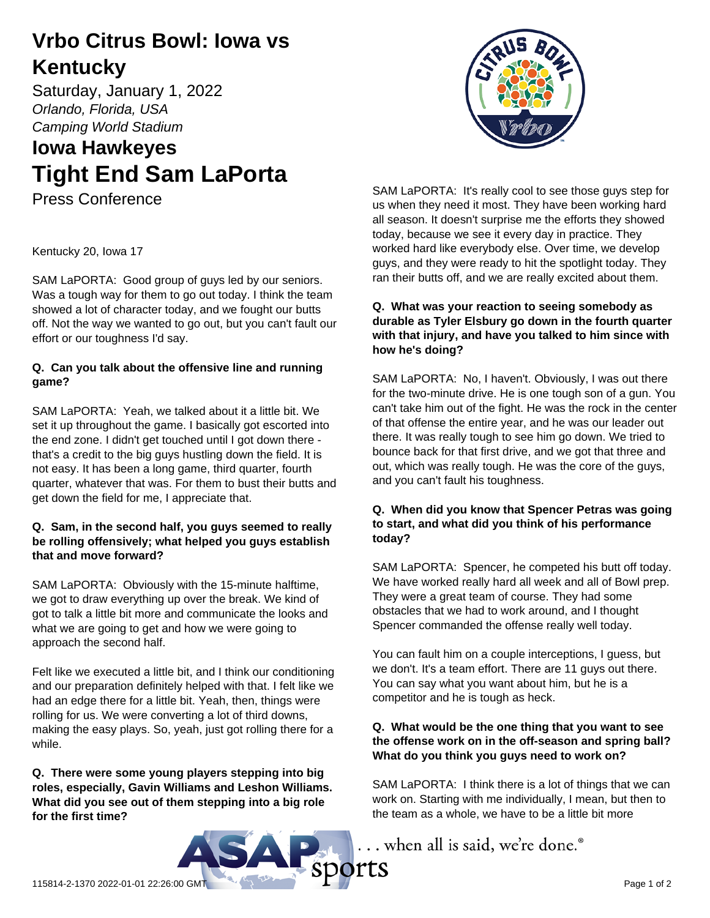# Vrbo Citrus Bowl: Iowa vs Kentucky

Saturday, January 1, 2022

*Orlando, Florida, USA*

*Camping World Stadium*

## Iowa Hawkeyes

# Tight End Sam LaPorta

Press Conference

Kentucky 20, Iowa 17

SAM LaPORTA: Good group of guys led by our seniors. Was a tough way for them to go out today. I think the team showed a lot of character today, and we fought our butts off. Not the way we wanted to go out, but you can't fault our effort or our toughness I'd say.

**Q. Can you talk about the offensive line and running game?**

SAM LaPORTA: Yeah, we talked about it a little bit. We set it up throughout the game. I basically got escorted into the end zone. I didn't get touched until I got down there - that's a credit to the big guys hustling down the field. It is not easy. It has been a long game, third quarter, fourth quarter, whatever that was. For them to bust their butts and get down the field for me, I appreciate that.

**Q. Sam, in the second half, you guys seemed to really be rolling offensively; what helped you guys establish that and move forward?**

SAM LaPORTA: Obviously with the 15-minute halftime, we got to draw everything up over the break. We kind of got to talk a little bit more and communicate the looks and what we are going to get and how we were going to approach the second half.

Felt like we executed a little bit, and I think our conditioning and our preparation definitely helped with that. I felt like we had an edge there for a little bit. Yeah, then, things were rolling for us. We were converting a lot of third downs, making the easy plays. So, yeah, just got rolling there for a while.

**Q. There were some young players stepping into big roles, especially, Gavin Williams and Leshon Williams. What did you see out of them stepping into a big role for the first time?**

SAM LaPORTA: It's really cool to see those guys step for us when they need it most. They have been working hard all season. It doesn't surprise me the efforts they showed today, because we see it every day in practice. They worked hard like everybody else. Over time, we develop guys, and they were ready to hit the spotlight today. They ran their butts off, and we are really excited about them.

**Q. What was your reaction to seeing somebody as durable as Tyler Elsbury go down in the fourth quarter with that injury, and have you talked to him since with how he's doing?**

SAM LaPORTA: No, I haven't. Obviously, I was out there for the two-minute drive. He is one tough son of a gun. You can't take him out of the fight. He was the rock in the center of that offense the entire year, and he was our leader out there. It was really tough to see him go down. We tried to bounce back for that first drive, and we got that three and out, which was really tough. He was the core of the guys, and you can't fault his toughness.

**Q. When did you know that Spencer Petras was going to start, and what did you think of his performance today?**

SAM LaPORTA: Spencer, he competed his butt off today. We have worked really hard all week and all of Bowl prep. They were a great team of course. They had some obstacles that we had to work around, and I thought Spencer commanded the offense really well today.

You can fault him on a couple interceptions, I guess, but we don't. It's a team effort. There are 11 guys out there. You can say what you want about him, but he is a competitor and he is tough as heck.

**Q. What would be the one thing that you want to see the offense work on in the off-season and spring ball? What do you think you guys need to work on?**

SAM LaPORTA: I think there is a lot of things that we can work on. Starting with me individually, I mean, but then to the team as a whole, we have to be a little bit more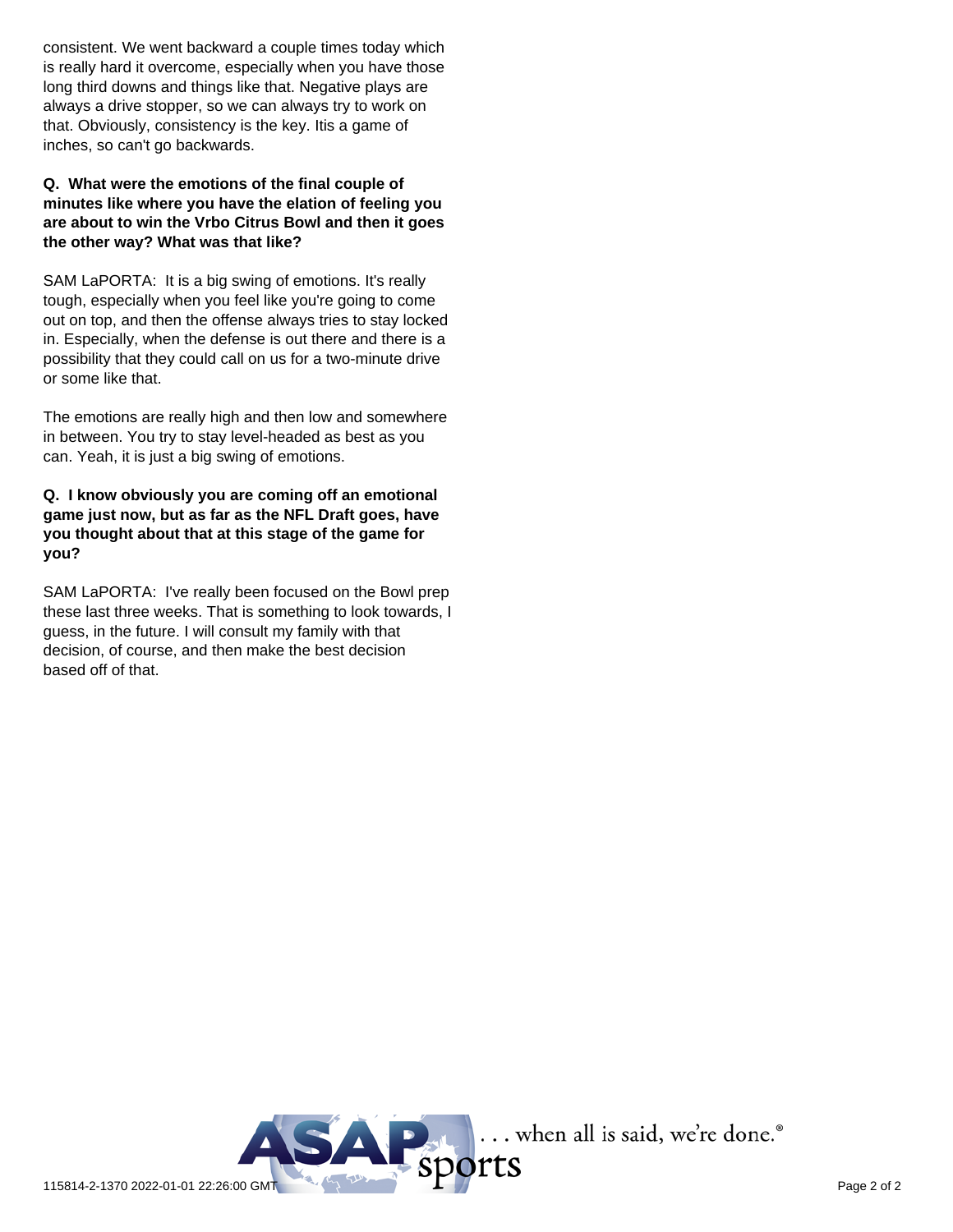consistent. We went backward a couple times today which is really hard it overcome, especially when you have those long third downs and things like that. Negative plays are always a drive stopper, so we can always try to work on that. Obviously, consistency is the key. Itis a game of inches, so can't go backwards.

**Q. What were the emotions of the final couple of minutes like where you have the elation of feeling you are about to win the Vrbo Citrus Bowl and then it goes the other way? What was that like?**

SAM LaPORTA: It is a big swing of emotions. It's really tough, especially when you feel like you're going to come out on top, and then the offense always tries to stay locked in. Especially, when the defense is out there and there is a possibility that they could call on us for a two-minute drive or some like that.

The emotions are really high and then low and somewhere in between. You try to stay level-headed as best as you can. Yeah, it is just a big swing of emotions.

**Q. I know obviously you are coming off an emotional game just now, but as far as the NFL Draft goes, have you thought about that at this stage of the game for you?**

SAM LaPORTA: I've really been focused on the Bowl prep these last three weeks. That is something to look towards, I guess, in the future. I will consult my family with that decision, of course, and then make the best decision based off of that.